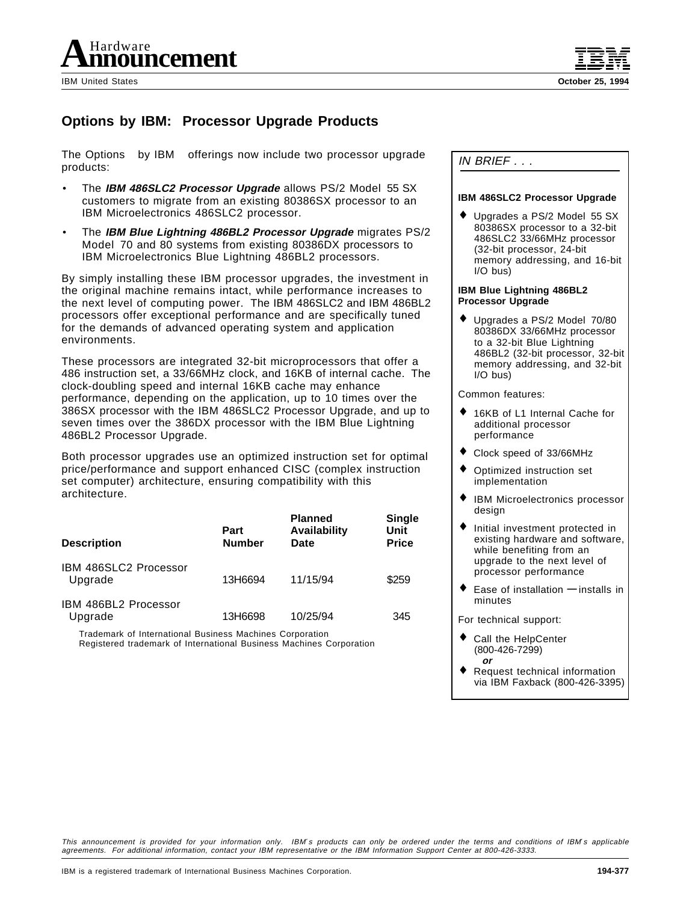**Hardware Announcement**

IBM United States

October 25, 1994

# Options by IBM: Processor Upgrade Products

The Options by IBM offerings now include two processor upgrade products:

- The ***IBM 486SLC2 Processor Upgrade*** allows PS/2 Model 55 SX customers to migrate from an existing 80386SX processor to an IBM Microelectronics 486SLC2 processor.
- The ***IBM Blue Lightning 486BL2 Processor Upgrade*** migrates PS/2 Model 70 and 80 systems from existing 80386DX processors to IBM Microelectronics Blue Lightning 486BL2 processors.

By simply installing these IBM processor upgrades, the investment in the original machine remains intact, while performance increases to the next level of computing power. The IBM 486SLC2 and IBM 486BL2 processors offer exceptional performance and are specifically tuned for the demands of advanced operating system and application environments.

These processors are integrated 32-bit microprocessors that offer a 486 instruction set, a 33/66MHz clock, and 16KB of internal cache. The clock-doubling speed and internal 16KB cache may enhance performance, depending on the application, up to 10 times over the 386SX processor with the IBM 486SLC2 Processor Upgrade, and up to seven times over the 386DX processor with the IBM Blue Lightning 486BL2 Processor Upgrade.

Both processor upgrades use an optimized instruction set for optimal price/performance and support enhanced CISC (complex instruction set computer) architecture, ensuring compatibility with this architecture.

| Description | Part Number | Planned Availability Date | Single Unit Price |
|---|---|---|---|
| IBM 486SLC2 Processor Upgrade | 13H6694 | 11/15/94 | $259 |
| IBM 486BL2 Processor Upgrade | 13H6698 | 10/25/94 | 345 |

Trademark of International Business Machines Corporation
Registered trademark of International Business Machines Corporation

*IN BRIEF . . .*

**IBM 486SLC2 Processor Upgrade**

- Upgrades a PS/2 Model 55 SX 80386SX processor to a 32-bit 486SLC2 33/66MHz processor (32-bit processor, 24-bit memory addressing, and 16-bit I/O bus)

**IBM Blue Lightning 486BL2 Processor Upgrade**

- Upgrades a PS/2 Model 70/80 80386DX 33/66MHz processor to a 32-bit Blue Lightning 486BL2 (32-bit processor, 32-bit memory addressing, and 32-bit I/O bus)

Common features:

- 16KB of L1 Internal Cache for additional processor performance
- Clock speed of 33/66MHz
- Optimized instruction set implementation
- IBM Microelectronics processor design
- Initial investment protected in existing hardware and software, while benefiting from an upgrade to the next level of processor performance
- Ease of installation — installs in minutes

For technical support:

- Call the HelpCenter (800-426-7299)
  ***or***
- Request technical information via IBM Faxback (800-426-3395)

*This announcement is provided for your information only. IBM's products can only be ordered under the terms and conditions of IBM's applicable agreements. For additional information, contact your IBM representative or the IBM Information Support Center at 800-426-3333.*

IBM is a registered trademark of International Business Machines Corporation.

194-377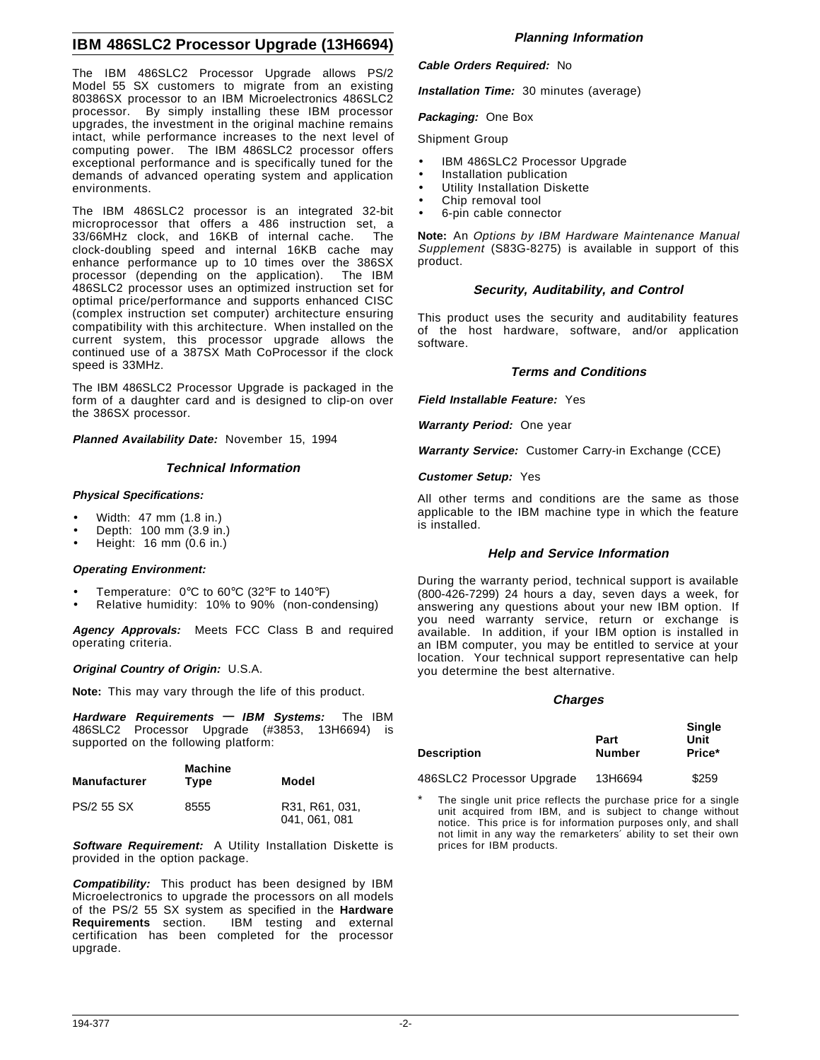## IBM 486SLC2 Processor Upgrade (13H6694)

The IBM 486SLC2 Processor Upgrade allows PS/2 Model 55 SX customers to migrate from an existing 80386SX processor to an IBM Microelectronics 486SLC2 processor. By simply installing these IBM processor upgrades, the investment in the original machine remains intact, while performance increases to the next level of computing power. The IBM 486SLC2 processor offers exceptional performance and is specifically tuned for the demands of advanced operating system and application environments.

The IBM 486SLC2 processor is an integrated 32-bit microprocessor that offers a 486 instruction set, a 33/66MHz clock, and 16KB of internal cache. The clock-doubling speed and internal 16KB cache may enhance performance up to 10 times over the 386SX processor (depending on the application). The IBM 486SLC2 processor uses an optimized instruction set for optimal price/performance and supports enhanced CISC (complex instruction set computer) architecture ensuring compatibility with this architecture. When installed on the current system, this processor upgrade allows the continued use of a 387SX Math CoProcessor if the clock speed is 33MHz.

The IBM 486SLC2 Processor Upgrade is packaged in the form of a daughter card and is designed to clip-on over the 386SX processor.

***Planned Availability Date:*** November 15, 1994

### Technical Information

***Physical Specifications:***

- Width: 47 mm (1.8 in.)
- Depth: 100 mm (3.9 in.)
- Height: 16 mm (0.6 in.)

***Operating Environment:***

- Temperature: 0°C to 60°C (32°F to 140°F)
- Relative humidity: 10% to 90% (non-condensing)

***Agency Approvals:*** Meets FCC Class B and required operating criteria.

***Original Country of Origin:*** U.S.A.

**Note:** This may vary through the life of this product.

***Hardware Requirements — IBM Systems:*** The IBM 486SLC2 Processor Upgrade (#3853, 13H6694) is supported on the following platform:

| Manufacturer | Machine Type | Model |
|---|---|---|
| PS/2 55 SX | 8555 | R31, R61, 031, 041, 061, 081 |

***Software Requirement:*** A Utility Installation Diskette is provided in the option package.

***Compatibility:*** This product has been designed by IBM Microelectronics to upgrade the processors on all models of the PS/2 55 SX system as specified in the **Hardware Requirements** section. IBM testing and external certification has been completed for the processor upgrade.

### Planning Information

***Cable Orders Required:*** No

***Installation Time:*** 30 minutes (average)

***Packaging:*** One Box

Shipment Group

- IBM 486SLC2 Processor Upgrade
- Installation publication
- Utility Installation Diskette
- Chip removal tool
- 6-pin cable connector

**Note:** An *Options by IBM Hardware Maintenance Manual Supplement* (S83G-8275) is available in support of this product.

### Security, Auditability, and Control

This product uses the security and auditability features of the host hardware, software, and/or application software.

### Terms and Conditions

***Field Installable Feature:*** Yes

***Warranty Period:*** One year

***Warranty Service:*** Customer Carry-in Exchange (CCE)

***Customer Setup:*** Yes

All other terms and conditions are the same as those applicable to the IBM machine type in which the feature is installed.

### Help and Service Information

During the warranty period, technical support is available (800-426-7299) 24 hours a day, seven days a week, for answering any questions about your new IBM option. If you need warranty service, return or exchange is available. In addition, if your IBM option is installed in an IBM computer, you may be entitled to service at your location. Your technical support representative can help you determine the best alternative.

### Charges

| Description | Part Number | Single Unit Price* |
|---|---|---|
| 486SLC2 Processor Upgrade | 13H6694 | $259 |

\* The single unit price reflects the purchase price for a single unit acquired from IBM, and is subject to change without notice. This price is for information purposes only, and shall not limit in any way the remarketers' ability to set their own prices for IBM products.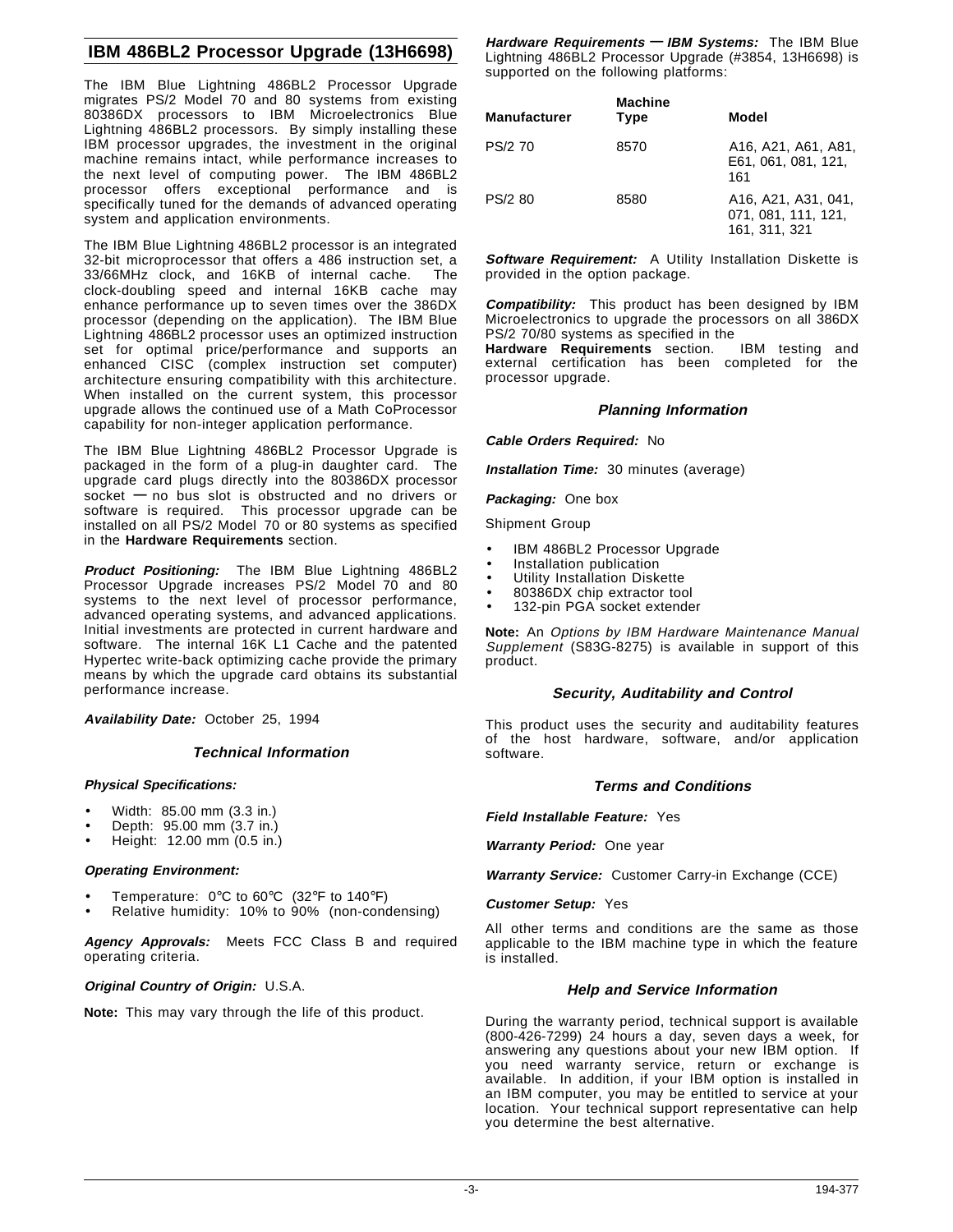## IBM 486BL2 Processor Upgrade (13H6698)

The IBM Blue Lightning 486BL2 Processor Upgrade migrates PS/2 Model 70 and 80 systems from existing 80386DX processors to IBM Microelectronics Blue Lightning 486BL2 processors. By simply installing these IBM processor upgrades, the investment in the original machine remains intact, while performance increases to the next level of computing power. The IBM 486BL2 processor offers exceptional performance and is specifically tuned for the demands of advanced operating system and application environments.

The IBM Blue Lightning 486BL2 processor is an integrated 32-bit microprocessor that offers a 486 instruction set, a 33/66MHz clock, and 16KB of internal cache. The clock-doubling speed and internal 16KB cache may enhance performance up to seven times over the 386DX processor (depending on the application). The IBM Blue Lightning 486BL2 processor uses an optimized instruction set for optimal price/performance and supports an enhanced CISC (complex instruction set computer) architecture ensuring compatibility with this architecture. When installed on the current system, this processor upgrade allows the continued use of a Math CoProcessor capability for non-integer application performance.

The IBM Blue Lightning 486BL2 Processor Upgrade is packaged in the form of a plug-in daughter card. The upgrade card plugs directly into the 80386DX processor socket — no bus slot is obstructed and no drivers or software is required. This processor upgrade can be installed on all PS/2 Model 70 or 80 systems as specified in the **Hardware Requirements** section.

***Product Positioning:*** The IBM Blue Lightning 486BL2 Processor Upgrade increases PS/2 Model 70 and 80 systems to the next level of processor performance, advanced operating systems, and advanced applications. Initial investments are protected in current hardware and software. The internal 16K L1 Cache and the patented Hypertec write-back optimizing cache provide the primary means by which the upgrade card obtains its substantial performance increase.

***Availability Date:*** October 25, 1994

### Technical Information

***Physical Specifications:***

- Width: 85.00 mm (3.3 in.)
- Depth: 95.00 mm (3.7 in.)
- Height: 12.00 mm (0.5 in.)

***Operating Environment:***

- Temperature: 0°C to 60°C (32°F to 140°F)
- Relative humidity: 10% to 90% (non-condensing)

***Agency Approvals:*** Meets FCC Class B and required operating criteria.

***Original Country of Origin:*** U.S.A.

**Note:** This may vary through the life of this product.

***Hardware Requirements — IBM Systems:*** The IBM Blue Lightning 486BL2 Processor Upgrade (#3854, 13H6698) is supported on the following platforms:

| Manufacturer | Machine Type | Model |
|---|---|---|
| PS/2 70 | 8570 | A16, A21, A61, A81, E61, 061, 081, 121, 161 |
| PS/2 80 | 8580 | A16, A21, A31, 041, 071, 081, 111, 121, 161, 311, 321 |

***Software Requirement:*** A Utility Installation Diskette is provided in the option package.

***Compatibility:*** This product has been designed by IBM Microelectronics to upgrade the processors on all 386DX PS/2 70/80 systems as specified in the **Hardware Requirements** section. IBM testing and external certification has been completed for the processor upgrade.

### Planning Information

***Cable Orders Required:*** No

***Installation Time:*** 30 minutes (average)

***Packaging:*** One box

Shipment Group

- IBM 486BL2 Processor Upgrade
- Installation publication
- Utility Installation Diskette
- 80386DX chip extractor tool
- 132-pin PGA socket extender

**Note:** An *Options by IBM Hardware Maintenance Manual Supplement* (S83G-8275) is available in support of this product.

### Security, Auditability and Control

This product uses the security and auditability features of the host hardware, software, and/or application software.

### Terms and Conditions

***Field Installable Feature:*** Yes

***Warranty Period:*** One year

***Warranty Service:*** Customer Carry-in Exchange (CCE)

***Customer Setup:*** Yes

All other terms and conditions are the same as those applicable to the IBM machine type in which the feature is installed.

### Help and Service Information

During the warranty period, technical support is available (800-426-7299) 24 hours a day, seven days a week, for answering any questions about your new IBM option. If you need warranty service, return or exchange is available. In addition, if your IBM option is installed in an IBM computer, you may be entitled to service at your location. Your technical support representative can help you determine the best alternative.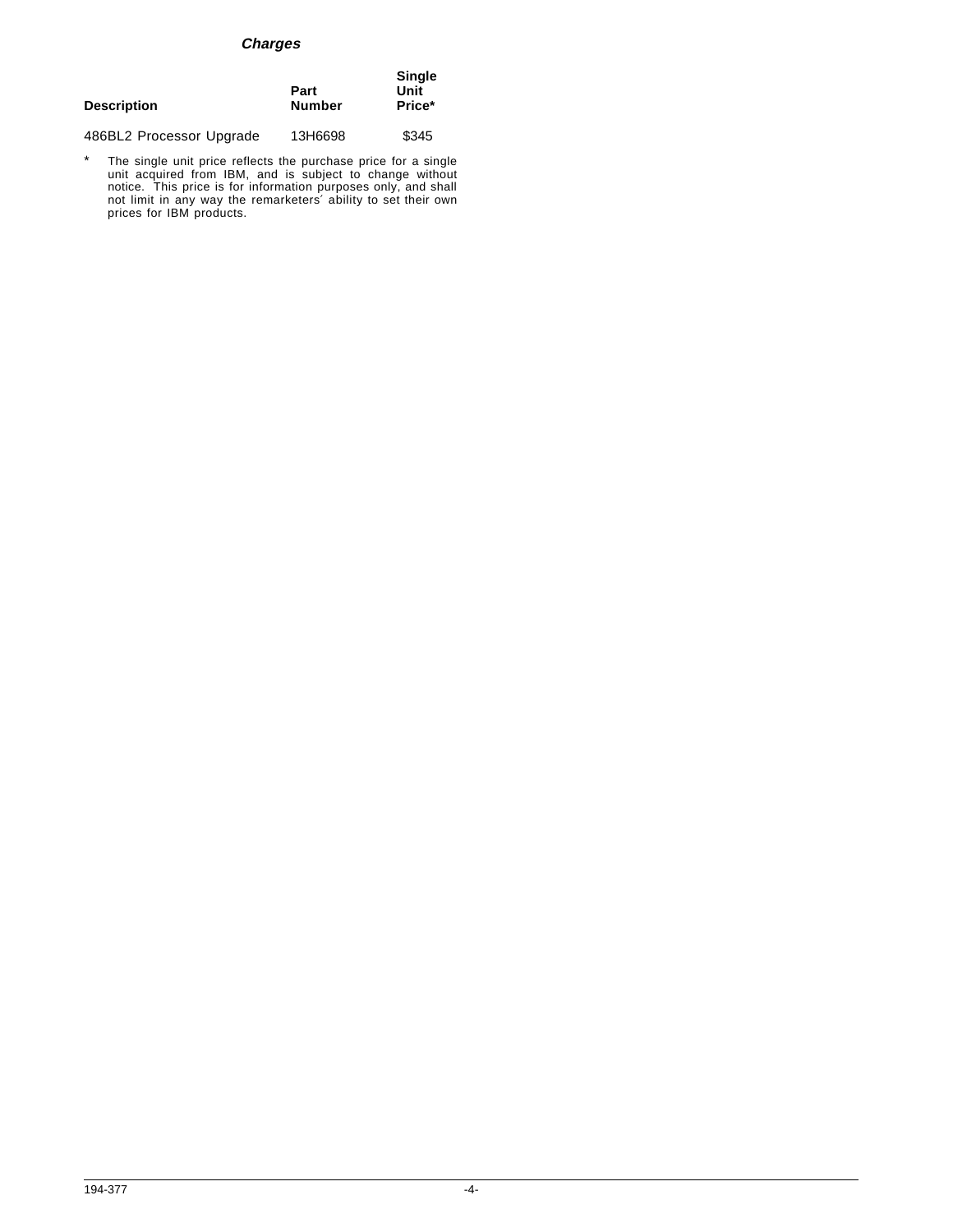***Charges***

| Description | Part Number | Single Unit Price* |
|---|---|---|
| 486BL2 Processor Upgrade | 13H6698 | $345 |

\* The single unit price reflects the purchase price for a single unit acquired from IBM, and is subject to change without notice. This price is for information purposes only, and shall not limit in any way the remarketers´ ability to set their own prices for IBM products.